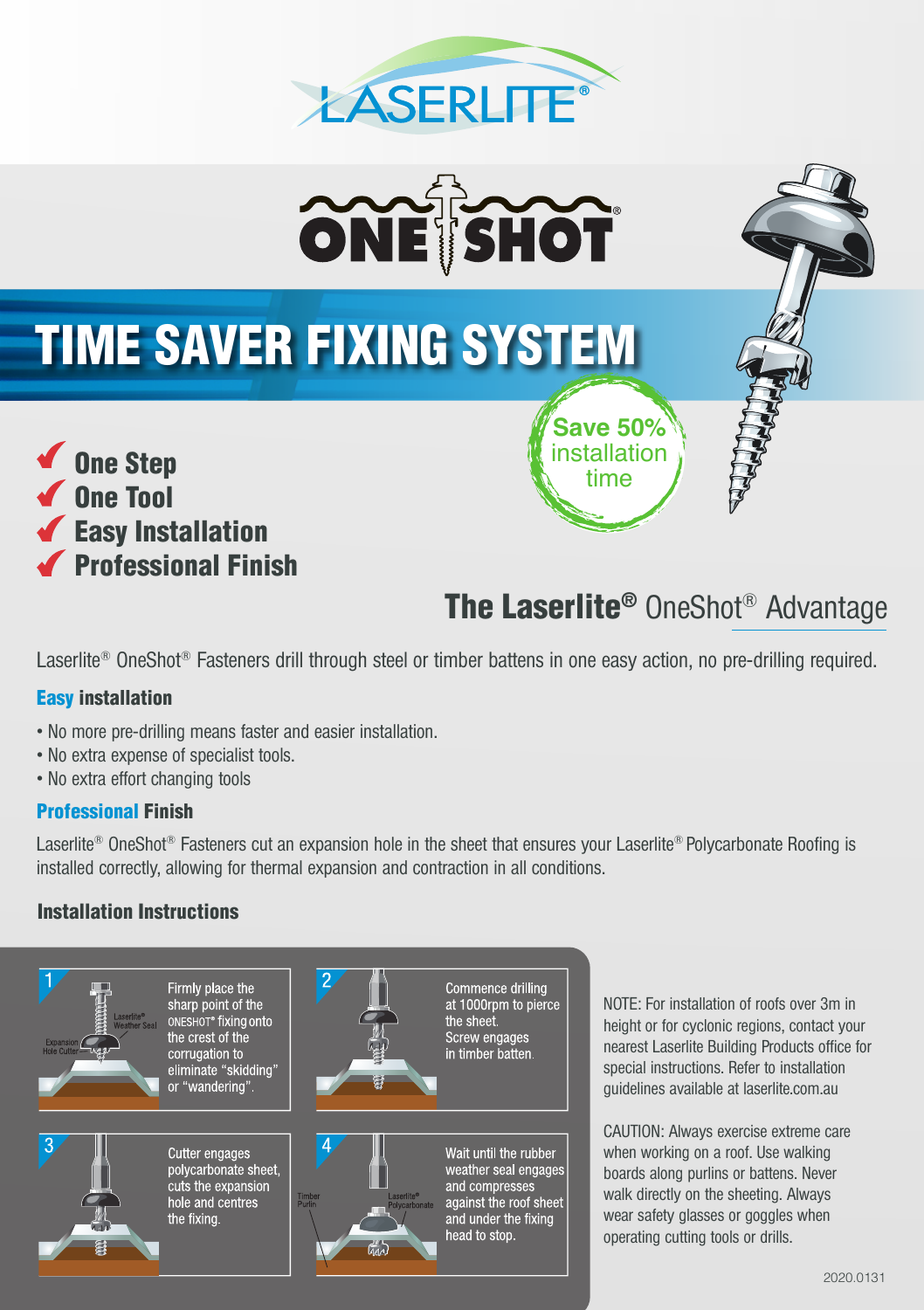# LASERLITE®

# ONESHOT®

## TIME SAVER FIXING SYSTEM

- ✔ One Step
- ✔ One Tool
- ✔ Easy Installation
- ✔ Professional Finish

**Save 50%** installation time

## The Laserlite® OneShot® Advantage

Laserlite® OneShot® Fasteners drill through steel or timber battens in one easy action, no pre-drilling required.

### Easy installation

- No more pre-drilling means faster and easier installation.
- No extra expense of specialist tools.
- No extra effort changing tools

### Professional Finish

Laserlite® OneShot® Fasteners cut an expansion hole in the sheet that ensures your Laserlite® Polycarbonate Roofing is installed correctly, allowing for thermal expansion and contraction in all conditions.

### Installation Instructions

1. Firmly place the sharp point of the ONESHOT® fixing onto the crest of the corrugation to eliminate "skidding" or "wandering". (Labels: Laserlite® Weather Seal; Expansion Hole Cutter)
2. Commence drilling at 1000rpm to pierce the sheet. Screw engages in timber batten.
3. Cutter engages polycarbonate sheet, cuts the expansion hole and centres the fixing.
4. Wait until the rubber weather seal engages and compresses against the roof sheet and under the fixing head to stop. (Labels: Timber Purlin; Laserlite® Polycarbonate)

NOTE: For installation of roofs over 3m in height or for cyclonic regions, contact your nearest Laserlite Building Products office for special instructions. Refer to installation guidelines available at laserlite.com.au

CAUTION: Always exercise extreme care when working on a roof. Use walking boards along purlins or battens. Never walk directly on the sheeting. Always wear safety glasses or goggles when operating cutting tools or drills.

2020.0131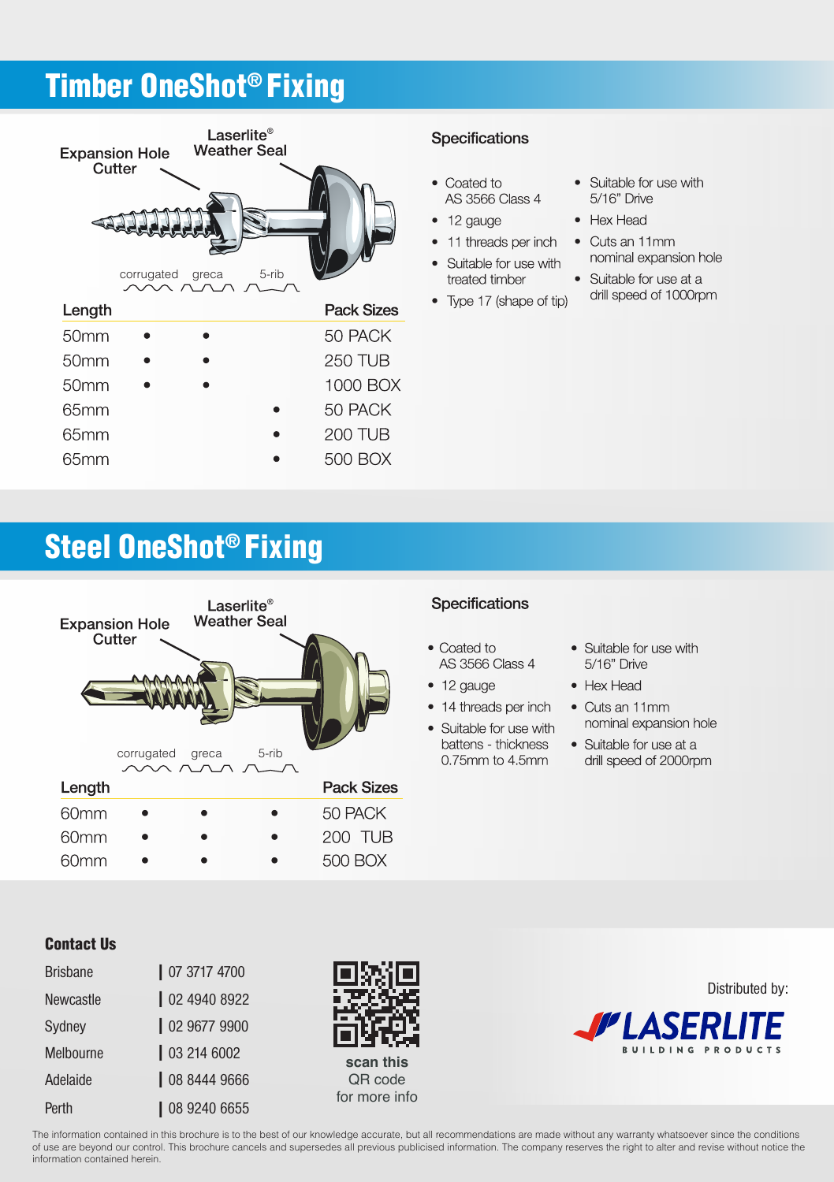# Timber OneShot® Fixing

Expansion Hole Cutter

Laserlite® Weather Seal

| Length | corrugated | greca | 5-rib | Pack Sizes |
|---|---|---|---|---|
| 50mm | • | • | | 50 PACK |
| 50mm | • | • | | 250 TUB |
| 50mm | • | • | | 1000 BOX |
| 65mm | | | • | 50 PACK |
| 65mm | | | • | 200 TUB |
| 65mm | | | • | 500 BOX |

### Specifications

- Coated to AS 3566 Class 4
- 12 gauge
- 11 threads per inch
- Suitable for use with treated timber
- Type 17 (shape of tip)
- Suitable for use with 5/16" Drive
- Hex Head
- Cuts an 11mm nominal expansion hole
- Suitable for use at a drill speed of 1000rpm

# Steel OneShot® Fixing

Expansion Hole Cutter

Laserlite® Weather Seal

| Length | corrugated | greca | 5-rib | Pack Sizes |
|---|---|---|---|---|
| 60mm | • | • | • | 50 PACK |
| 60mm | • | • | • | 200 TUB |
| 60mm | • | • | • | 500 BOX |

### Specifications

- Coated to AS 3566 Class 4
- 12 gauge
- 14 threads per inch
- Suitable for use with battens - thickness 0.75mm to 4.5mm
- Suitable for use with 5/16" Drive
- Hex Head
- Cuts an 11mm nominal expansion hole
- Suitable for use at a drill speed of 2000rpm

## Contact Us

| | |
|---|---|
| Brisbane | 07 3717 4700 |
| Newcastle | 02 4940 8922 |
| Sydney | 02 9677 9900 |
| Melbourne | 03 214 6002 |
| Adelaide | 08 8444 9666 |
| Perth | 08 9240 6655 |

**scan this** QR code for more info

Distributed by:

LASERLITE BUILDING PRODUCTS

The information contained in this brochure is to the best of our knowledge accurate, but all recommendations are made without any warranty whatsoever since the conditions of use are beyond our control. This brochure cancels and supersedes all previous publicised information. The company reserves the right to alter and revise without notice the information contained herein.